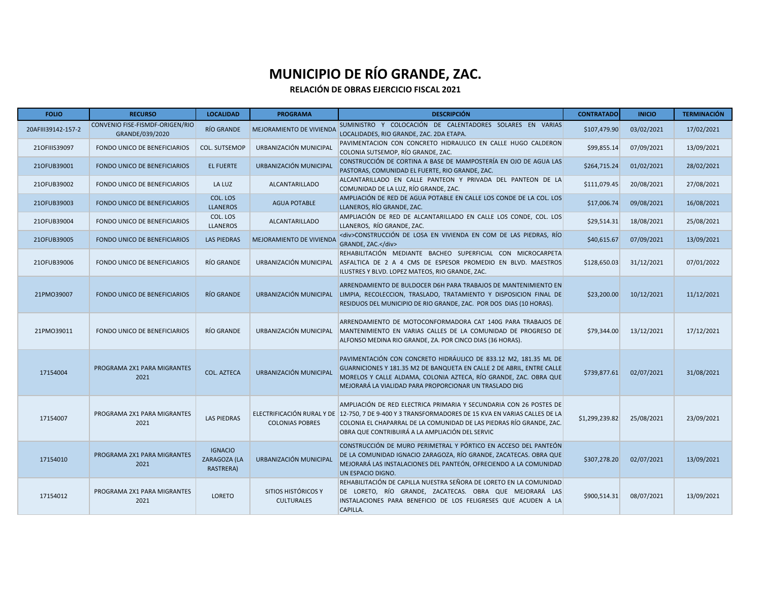# MUNICIPIO DE RÍO GRANDE, ZAC.

### RELACIÓN DE OBRAS EJERCICIO FISCAL 2021

| FOLIO | RECURSO | LOCALIDAD | PROGRAMA | DESCRIPCIÓN | CONTRATADO | INICIO | TERMINACIÓN |
|---|---|---|---|---|---|---|---|
| 20AFIII39142-157-2 | CONVENIO FISE-FISMDF-ORIGEN/RIO GRANDE/039/2020 | RÍO GRANDE | MEJORAMIENTO DE VIVIENDA | SUMINISTRO Y COLOCACIÓN DE CALENTADORES SOLARES EN VARIAS LOCALIDADES, RIO GRANDE, ZAC. 2DA ETAPA. | $107,479.90 | 03/02/2021 | 17/02/2021 |
| 21OFIIIS39097 | FONDO UNICO DE BENEFICIARIOS | COL. SUTSEMOP | URBANIZACIÓN MUNICIPAL | PAVIMENTACION CON CONCRETO HIDRAULICO EN CALLE HUGO CALDERON COLONIA SUTSEMOP, RÍO GRANDE, ZAC. | $99,855.14 | 07/09/2021 | 13/09/2021 |
| 21OFUB39001 | FONDO UNICO DE BENEFICIARIOS | EL FUERTE | URBANIZACIÓN MUNICIPAL | CONSTRUCCIÓN DE CORTINA A BASE DE MAMPOSTERÍA EN OJO DE AGUA LAS PASTORAS, COMUNIDAD EL FUERTE, RIO GRANDE, ZAC. | $264,715.24 | 01/02/2021 | 28/02/2021 |
| 21OFUB39002 | FONDO UNICO DE BENEFICIARIOS | LA LUZ | ALCANTARILLADO | ALCANTARILLADO EN CALLE PANTEON Y PRIVADA DEL PANTEON DE LA COMUNIDAD DE LA LUZ, RÍO GRANDE, ZAC. | $111,079.45 | 20/08/2021 | 27/08/2021 |
| 21OFUB39003 | FONDO UNICO DE BENEFICIARIOS | COL. LOS LLANEROS | AGUA POTABLE | AMPLIACIÓN DE RED DE AGUA POTABLE EN CALLE LOS CONDE DE LA COL. LOS LLANEROS, RÍO GRANDE, ZAC. | $17,006.74 | 09/08/2021 | 16/08/2021 |
| 21OFUB39004 | FONDO UNICO DE BENEFICIARIOS | COL. LOS LLANEROS | ALCANTARILLADO | AMPLIACIÓN DE RED DE ALCANTARILLADO EN CALLE LOS CONDE, COL. LOS LLANEROS, RÍO GRANDE, ZAC. | $29,514.31 | 18/08/2021 | 25/08/2021 |
| 21OFUB39005 | FONDO UNICO DE BENEFICIARIOS | LAS PIEDRAS | MEJORAMIENTO DE VIVIENDA | <div>CONSTRUCCIÓN DE LOSA EN VIVIENDA EN COM DE LAS PIEDRAS, RÍO GRANDE, ZAC.</div> | $40,615.67 | 07/09/2021 | 13/09/2021 |
| 21OFUB39006 | FONDO UNICO DE BENEFICIARIOS | RÍO GRANDE | URBANIZACIÓN MUNICIPAL | REHABILITACIÓN MEDIANTE BACHEO SUPERFICIAL CON MICROCARPETA ASFALTICA DE 2 A 4 CMS DE ESPESOR PROMEDIO EN BLVD. MAESTROS ILUSTRES Y BLVD. LOPEZ MATEOS, RIO GRANDE, ZAC. | $128,650.03 | 31/12/2021 | 07/01/2022 |
| 21PMO39007 | FONDO UNICO DE BENEFICIARIOS | RÍO GRANDE | URBANIZACIÓN MUNICIPAL | ARRENDAMIENTO DE BULDOCER D6H PARA TRABAJOS DE MANTENIMIENTO EN LIMPIA, RECOLECCION, TRASLADO, TRATAMIENTO Y DISPOSICION FINAL DE RESIDUOS DEL MUNICIPIO DE RIO GRANDE, ZAC. POR DOS DIAS (10 HORAS). | $23,200.00 | 10/12/2021 | 11/12/2021 |
| 21PMO39011 | FONDO UNICO DE BENEFICIARIOS | RÍO GRANDE | URBANIZACIÓN MUNICIPAL | ARRENDAMIENTO DE MOTOCONFORMADORA CAT 140G PARA TRABAJOS DE MANTENIMIENTO EN VARIAS CALLES DE LA COMUNIDAD DE PROGRESO DE ALFONSO MEDINA RIO GRANDE, ZA. POR CINCO DIAS (36 HORAS). | $79,344.00 | 13/12/2021 | 17/12/2021 |
| 17154004 | PROGRAMA 2X1 PARA MIGRANTES 2021 | COL. AZTECA | URBANIZACIÓN MUNICIPAL | PAVIMENTACIÓN CON CONCRETO HIDRÁULICO DE 833.12 M2, 181.35 ML DE GUARNICIONES Y 181.35 M2 DE BANQUETA EN CALLE 2 DE ABRIL, ENTRE CALLE MORELOS Y CALLE ALDAMA, COLONIA AZTECA, RÍO GRANDE, ZAC. OBRA QUE MEJORARÁ LA VIALIDAD PARA PROPORCIONAR UN TRASLADO DIG | $739,877.61 | 02/07/2021 | 31/08/2021 |
| 17154007 | PROGRAMA 2X1 PARA MIGRANTES 2021 | LAS PIEDRAS | ELECTRIFICACIÓN RURAL Y DE COLONIAS POBRES | AMPLIACIÓN DE RED ELECTRICA PRIMARIA Y SECUNDARIA CON 26 POSTES DE 12-750, 7 DE 9-400 Y 3 TRANSFORMADORES DE 15 KVA EN VARIAS CALLES DE LA COLONIA EL CHAPARRAL DE LA COMUNIDAD DE LAS PIEDRAS RÍO GRANDE, ZAC. OBRA QUE CONTRIBUIRÁ A LA AMPLIACIÓN DEL SERVIC | $1,299,239.82 | 25/08/2021 | 23/09/2021 |
| 17154010 | PROGRAMA 2X1 PARA MIGRANTES 2021 | IGNACIO ZARAGOZA (LA RASTRERA) | URBANIZACIÓN MUNICIPAL | CONSTRUCCIÓN DE MURO PERIMETRAL Y PÓRTICO EN ACCESO DEL PANTEÓN DE LA COMUNIDAD IGNACIO ZARAGOZA, RÍO GRANDE, ZACATECAS. OBRA QUE MEJORARÁ LAS INSTALACIONES DEL PANTEÓN, OFRECIENDO A LA COMUNIDAD UN ESPACIO DIGNO. | $307,278.20 | 02/07/2021 | 13/09/2021 |
| 17154012 | PROGRAMA 2X1 PARA MIGRANTES 2021 | LORETO | SITIOS HISTÓRICOS Y CULTURALES | REHABILITACIÓN DE CAPILLA NUESTRA SEÑORA DE LORETO EN LA COMUNIDAD DE LORETO, RÍO GRANDE, ZACATECAS. OBRA QUE MEJORARÁ LAS INSTALACIONES PARA BENEFICIO DE LOS FELIGRESES QUE ACUDEN A LA CAPILLA. | $900,514.31 | 08/07/2021 | 13/09/2021 |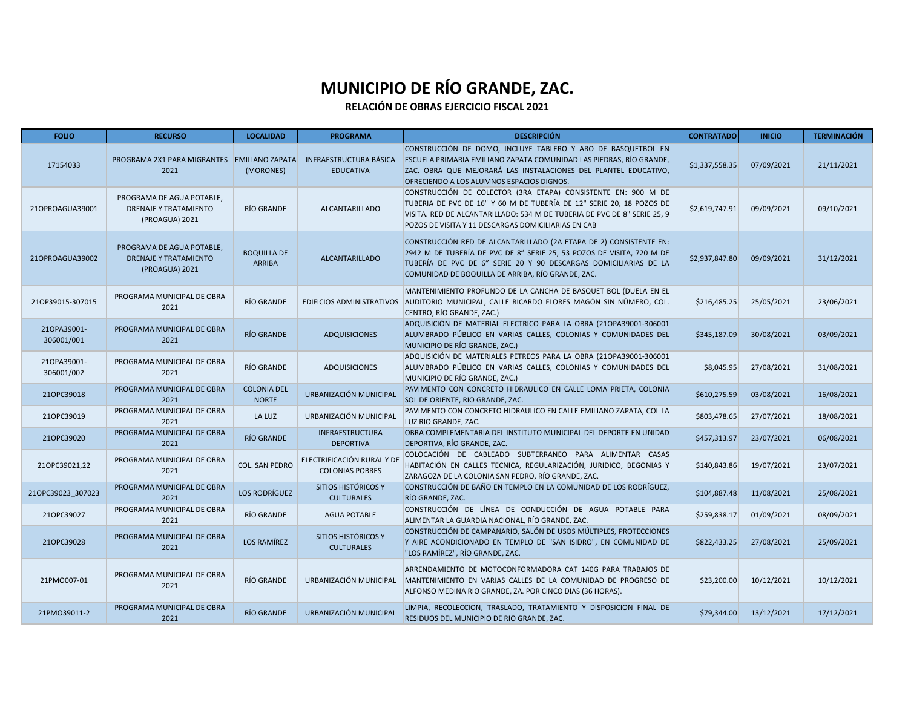# MUNICIPIO DE RÍO GRANDE, ZAC.

**RELACIÓN DE OBRAS EJERCICIO FISCAL 2021**

| FOLIO | RECURSO | LOCALIDAD | PROGRAMA | DESCRIPCIÓN | CONTRATADO | INICIO | TERMINACIÓN |
|---|---|---|---|---|---|---|---|
| 17154033 | PROGRAMA 2X1 PARA MIGRANTES 2021 | EMILIANO ZAPATA (MORONES) | INFRAESTRUCTURA BÁSICA EDUCATIVA | CONSTRUCCIÓN DE DOMO, INCLUYE TABLERO Y ARO DE BASQUETBOL EN ESCUELA PRIMARIA EMILIANO ZAPATA COMUNIDAD LAS PIEDRAS, RÍO GRANDE, ZAC. OBRA QUE MEJORARÁ LAS INSTALACIONES DEL PLANTEL EDUCATIVO, OFRECIENDO A LOS ALUMNOS ESPACIOS DIGNOS. | $1,337,558.35 | 07/09/2021 | 21/11/2021 |
| 21OPROAGUA39001 | PROGRAMA DE AGUA POTABLE, DRENAJE Y TRATAMIENTO (PROAGUA) 2021 | RÍO GRANDE | ALCANTARILLADO | CONSTRUCCIÓN DE COLECTOR (3RA ETAPA) CONSISTENTE EN: 900 M DE TUBERIA DE PVC DE 16" Y 60 M DE TUBERÍA DE 12" SERIE 20, 18 POZOS DE VISITA. RED DE ALCANTARILLADO: 534 M DE TUBERIA DE PVC DE 8" SERIE 25, 9 POZOS DE VISITA Y 11 DESCARGAS DOMICILIARIAS EN CAB | $2,619,747.91 | 09/09/2021 | 09/10/2021 |
| 21OPROAGUA39002 | PROGRAMA DE AGUA POTABLE, DRENAJE Y TRATAMIENTO (PROAGUA) 2021 | BOQUILLA DE ARRIBA | ALCANTARILLADO | CONSTRUCCIÓN RED DE ALCANTARILLADO (2A ETAPA DE 2) CONSISTENTE EN: 2942 M DE TUBERÍA DE PVC DE 8" SERIE 25, 53 POZOS DE VISITA, 720 M DE TUBERÍA DE PVC DE 6" SERIE 20 Y 90 DESCARGAS DOMICILIARIAS DE LA COMUNIDAD DE BOQUILLA DE ARRIBA, RÍO GRANDE, ZAC. | $2,937,847.80 | 09/09/2021 | 31/12/2021 |
| 21OP39015-307015 | PROGRAMA MUNICIPAL DE OBRA 2021 | RÍO GRANDE | EDIFICIOS ADMINISTRATIVOS | MANTENIMIENTO PROFUNDO DE LA CANCHA DE BASQUET BOL (DUELA EN EL AUDITORIO MUNICIPAL, CALLE RICARDO FLORES MAGÓN SIN NÚMERO, COL. CENTRO, RÍO GRANDE, ZAC.) | $216,485.25 | 25/05/2021 | 23/06/2021 |
| 21OPA39001-306001/001 | PROGRAMA MUNICIPAL DE OBRA 2021 | RÍO GRANDE | ADQUISICIONES | ADQUISICIÓN DE MATERIAL ELECTRICO PARA LA OBRA (21OPA39001-306001 ALUMBRADO PÚBLICO EN VARIAS CALLES, COLONIAS Y COMUNIDADES DEL MUNICIPIO DE RÍO GRANDE, ZAC.) | $345,187.09 | 30/08/2021 | 03/09/2021 |
| 21OPA39001-306001/002 | PROGRAMA MUNICIPAL DE OBRA 2021 | RÍO GRANDE | ADQUISICIONES | ADQUISICIÓN DE MATERIALES PETREOS PARA LA OBRA (21OPA39001-306001 ALUMBRADO PÚBLICO EN VARIAS CALLES, COLONIAS Y COMUNIDADES DEL MUNICIPIO DE RÍO GRANDE, ZAC.) | $8,045.95 | 27/08/2021 | 31/08/2021 |
| 21OPC39018 | PROGRAMA MUNICIPAL DE OBRA 2021 | COLONIA DEL NORTE | URBANIZACIÓN MUNICIPAL | PAVIMENTO CON CONCRETO HIDRAULICO EN CALLE LOMA PRIETA, COLONIA SOL DE ORIENTE, RIO GRANDE, ZAC. | $610,275.59 | 03/08/2021 | 16/08/2021 |
| 21OPC39019 | PROGRAMA MUNICIPAL DE OBRA 2021 | LA LUZ | URBANIZACIÓN MUNICIPAL | PAVIMENTO CON CONCRETO HIDRAULICO EN CALLE EMILIANO ZAPATA, COL LA LUZ RIO GRANDE, ZAC. | $803,478.65 | 27/07/2021 | 18/08/2021 |
| 21OPC39020 | PROGRAMA MUNICIPAL DE OBRA 2021 | RÍO GRANDE | INFRAESTRUCTURA DEPORTIVA | OBRA COMPLEMENTARIA DEL INSTITUTO MUNICIPAL DEL DEPORTE EN UNIDAD DEPORTIVA, RÍO GRANDE, ZAC. | $457,313.97 | 23/07/2021 | 06/08/2021 |
| 21OPC39021,22 | PROGRAMA MUNICIPAL DE OBRA 2021 | COL. SAN PEDRO | ELECTRIFICACIÓN RURAL Y DE COLONIAS POBRES | COLOCACIÓN DE CABLEADO SUBTERRANEO PARA ALIMENTAR CASAS HABITACIÓN EN CALLES TECNICA, REGULARIZACIÓN, JURIDICO, BEGONIAS Y ZARAGOZA DE LA COLONIA SAN PEDRO, RÍO GRANDE, ZAC. | $140,843.86 | 19/07/2021 | 23/07/2021 |
| 21OPC39023_307023 | PROGRAMA MUNICIPAL DE OBRA 2021 | LOS RODRÍGUEZ | SITIOS HISTÓRICOS Y CULTURALES | CONSTRUCCIÓN DE BAÑO EN TEMPLO EN LA COMUNIDAD DE LOS RODRÍGUEZ, RÍO GRANDE, ZAC. | $104,887.48 | 11/08/2021 | 25/08/2021 |
| 21OPC39027 | PROGRAMA MUNICIPAL DE OBRA 2021 | RÍO GRANDE | AGUA POTABLE | CONSTRUCCIÓN DE LÍNEA DE CONDUCCIÓN DE AGUA POTABLE PARA ALIMENTAR LA GUARDIA NACIONAL, RÍO GRANDE, ZAC. | $259,838.17 | 01/09/2021 | 08/09/2021 |
| 21OPC39028 | PROGRAMA MUNICIPAL DE OBRA 2021 | LOS RAMÍREZ | SITIOS HISTÓRICOS Y CULTURALES | CONSTRUCCIÓN DE CAMPANARIO, SALÓN DE USOS MÚLTIPLES, PROTECCIONES Y AIRE ACONDICIONADO EN TEMPLO DE "SAN ISIDRO", EN COMUNIDAD DE "LOS RAMÍREZ", RÍO GRANDE, ZAC. | $822,433.25 | 27/08/2021 | 25/09/2021 |
| 21PMO007-01 | PROGRAMA MUNICIPAL DE OBRA 2021 | RÍO GRANDE | URBANIZACIÓN MUNICIPAL | ARRENDAMIENTO DE MOTOCONFORMADORA CAT 140G PARA TRABAJOS DE MANTENIMIENTO EN VARIAS CALLES DE LA COMUNIDAD DE PROGRESO DE ALFONSO MEDINA RIO GRANDE, ZA. POR CINCO DIAS (36 HORAS). | $23,200.00 | 10/12/2021 | 10/12/2021 |
| 21PMO39011-2 | PROGRAMA MUNICIPAL DE OBRA 2021 | RÍO GRANDE | URBANIZACIÓN MUNICIPAL | LIMPIA, RECOLECCION, TRASLADO, TRATAMIENTO Y DISPOSICION FINAL DE RESIDUOS DEL MUNICIPIO DE RIO GRANDE, ZAC. | $79,344.00 | 13/12/2021 | 17/12/2021 |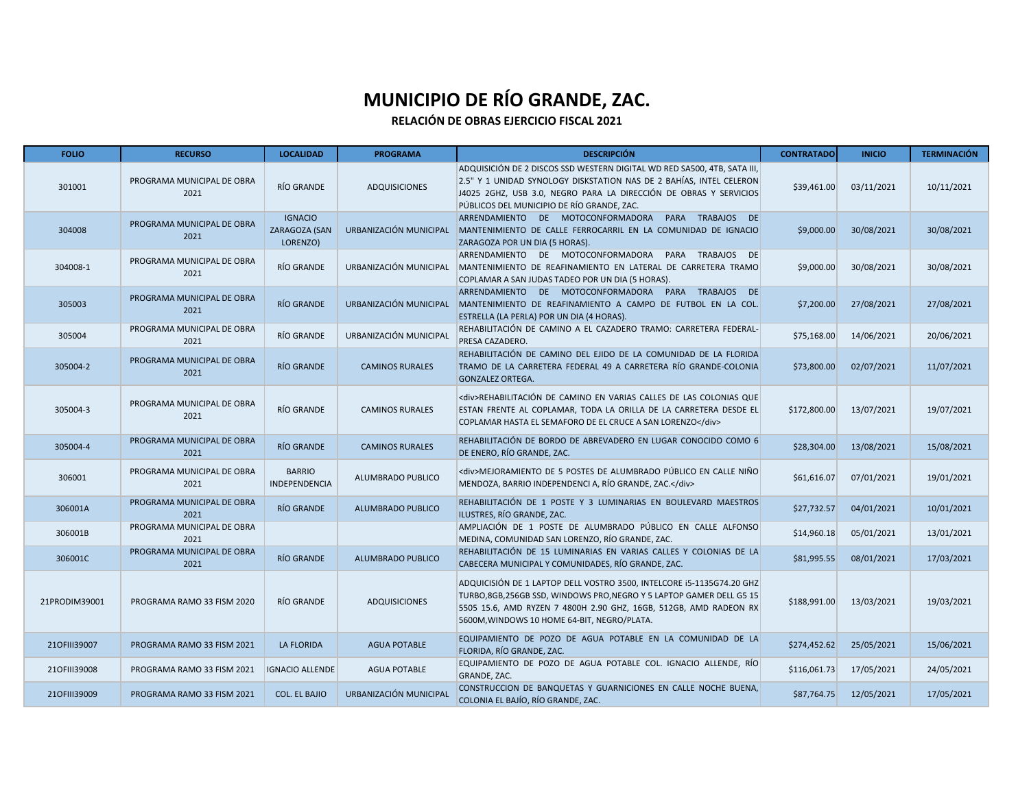# MUNICIPIO DE RÍO GRANDE, ZAC.

**RELACIÓN DE OBRAS EJERCICIO FISCAL 2021**

| FOLIO | RECURSO | LOCALIDAD | PROGRAMA | DESCRIPCIÓN | CONTRATADO | INICIO | TERMINACIÓN |
|---|---|---|---|---|---|---|---|
| 301001 | PROGRAMA MUNICIPAL DE OBRA 2021 | RÍO GRANDE | ADQUISICIONES | ADQUISICIÓN DE 2 DISCOS SSD WESTERN DIGITAL WD RED SA500, 4TB, SATA III, 2.5" Y 1 UNIDAD SYNOLOGY DISKSTATION NAS DE 2 BAHÍAS, INTEL CELERON J4025 2GHZ, USB 3.0, NEGRO PARA LA DIRECCIÓN DE OBRAS Y SERVICIOS PÚBLICOS DEL MUNICIPIO DE RÍO GRANDE, ZAC. | $39,461.00 | 03/11/2021 | 10/11/2021 |
| 304008 | PROGRAMA MUNICIPAL DE OBRA 2021 | IGNACIO ZARAGOZA (SAN LORENZO) | URBANIZACIÓN MUNICIPAL | ARRENDAMIENTO DE MOTOCONFORMADORA PARA TRABAJOS DE MANTENIMIENTO DE CALLE FERROCARRIL EN LA COMUNIDAD DE IGNACIO ZARAGOZA POR UN DIA (5 HORAS). | $9,000.00 | 30/08/2021 | 30/08/2021 |
| 304008-1 | PROGRAMA MUNICIPAL DE OBRA 2021 | RÍO GRANDE | URBANIZACIÓN MUNICIPAL | ARRENDAMIENTO DE MOTOCONFORMADORA PARA TRABAJOS DE MANTENIMIENTO DE REAFINAMIENTO EN LATERAL DE CARRETERA TRAMO COPLAMAR A SAN JUDAS TADEO POR UN DIA (5 HORAS). | $9,000.00 | 30/08/2021 | 30/08/2021 |
| 305003 | PROGRAMA MUNICIPAL DE OBRA 2021 | RÍO GRANDE | URBANIZACIÓN MUNICIPAL | ARRENDAMIENTO DE MOTOCONFORMADORA PARA TRABAJOS DE MANTENIMIENTO DE REAFINAMIENTO A CAMPO DE FUTBOL EN LA COL. ESTRELLA (LA PERLA) POR UN DIA (4 HORAS). | $7,200.00 | 27/08/2021 | 27/08/2021 |
| 305004 | PROGRAMA MUNICIPAL DE OBRA 2021 | RÍO GRANDE | URBANIZACIÓN MUNICIPAL | REHABILITACIÓN DE CAMINO A EL CAZADERO TRAMO: CARRETERA FEDERAL-PRESA CAZADERO. | $75,168.00 | 14/06/2021 | 20/06/2021 |
| 305004-2 | PROGRAMA MUNICIPAL DE OBRA 2021 | RÍO GRANDE | CAMINOS RURALES | REHABILITACIÓN DE CAMINO DEL EJIDO DE LA COMUNIDAD DE LA FLORIDA TRAMO DE LA CARRETERA FEDERAL 49 A CARRETERA RÍO GRANDE-COLONIA GONZALEZ ORTEGA. | $73,800.00 | 02/07/2021 | 11/07/2021 |
| 305004-3 | PROGRAMA MUNICIPAL DE OBRA 2021 | RÍO GRANDE | CAMINOS RURALES | <div>REHABILITACIÓN DE CAMINO EN VARIAS CALLES DE LAS COLONIAS QUE ESTAN FRENTE AL COPLAMAR, TODA LA ORILLA DE LA CARRETERA DESDE EL COPLAMAR HASTA EL SEMAFORO DE EL CRUCE A SAN LORENZO</div> | $172,800.00 | 13/07/2021 | 19/07/2021 |
| 305004-4 | PROGRAMA MUNICIPAL DE OBRA 2021 | RÍO GRANDE | CAMINOS RURALES | REHABILITACIÓN DE BORDO DE ABREVADERO EN LUGAR CONOCIDO COMO 6 DE ENERO, RÍO GRANDE, ZAC. | $28,304.00 | 13/08/2021 | 15/08/2021 |
| 306001 | PROGRAMA MUNICIPAL DE OBRA 2021 | BARRIO INDEPENDENCIA | ALUMBRADO PUBLICO | <div>MEJORAMIENTO DE 5 POSTES DE ALUMBRADO PÚBLICO EN CALLE NIÑO MENDOZA, BARRIO INDEPENDENCI A, RÍO GRANDE, ZAC.</div> | $61,616.07 | 07/01/2021 | 19/01/2021 |
| 306001A | PROGRAMA MUNICIPAL DE OBRA 2021 | RÍO GRANDE | ALUMBRADO PUBLICO | REHABILITACIÓN DE 1 POSTE Y 3 LUMINARIAS EN BOULEVARD MAESTROS ILUSTRES, RÍO GRANDE, ZAC. | $27,732.57 | 04/01/2021 | 10/01/2021 |
| 306001B | PROGRAMA MUNICIPAL DE OBRA 2021 | | | AMPLIACIÓN DE 1 POSTE DE ALUMBRADO PÚBLICO EN CALLE ALFONSO MEDINA, COMUNIDAD SAN LORENZO, RÍO GRANDE, ZAC. | $14,960.18 | 05/01/2021 | 13/01/2021 |
| 306001C | PROGRAMA MUNICIPAL DE OBRA 2021 | RÍO GRANDE | ALUMBRADO PUBLICO | REHABILITACIÓN DE 15 LUMINARIAS EN VARIAS CALLES Y COLONIAS DE LA CABECERA MUNICIPAL Y COMUNIDADES, RÍO GRANDE, ZAC. | $81,995.55 | 08/01/2021 | 17/03/2021 |
| 21PRODIM39001 | PROGRAMA RAMO 33 FISM 2020 | RÍO GRANDE | ADQUISICIONES | ADQUICISIÓN DE 1 LAPTOP DELL VOSTRO 3500, INTELCORE i5-1135G74.20 GHZ TURBO,8GB,256GB SSD, WINDOWS PRO,NEGRO Y 5 LAPTOP GAMER DELL G5 15 5505 15.6, AMD RYZEN 7 4800H 2.90 GHZ, 16GB, 512GB, AMD RADEON RX 5600M,WINDOWS 10 HOME 64-BIT, NEGRO/PLATA. | $188,991.00 | 13/03/2021 | 19/03/2021 |
| 21OFIII39007 | PROGRAMA RAMO 33 FISM 2021 | LA FLORIDA | AGUA POTABLE | EQUIPAMIENTO DE POZO DE AGUA POTABLE EN LA COMUNIDAD DE LA FLORIDA, RÍO GRANDE, ZAC. | $274,452.62 | 25/05/2021 | 15/06/2021 |
| 21OFIII39008 | PROGRAMA RAMO 33 FISM 2021 | IGNACIO ALLENDE | AGUA POTABLE | EQUIPAMIENTO DE POZO DE AGUA POTABLE COL. IGNACIO ALLENDE, RÍO GRANDE, ZAC. | $116,061.73 | 17/05/2021 | 24/05/2021 |
| 21OFIII39009 | PROGRAMA RAMO 33 FISM 2021 | COL. EL BAJIO | URBANIZACIÓN MUNICIPAL | CONSTRUCCION DE BANQUETAS Y GUARNICIONES EN CALLE NOCHE BUENA, COLONIA EL BAJÍO, RÍO GRANDE, ZAC. | $87,764.75 | 12/05/2021 | 17/05/2021 |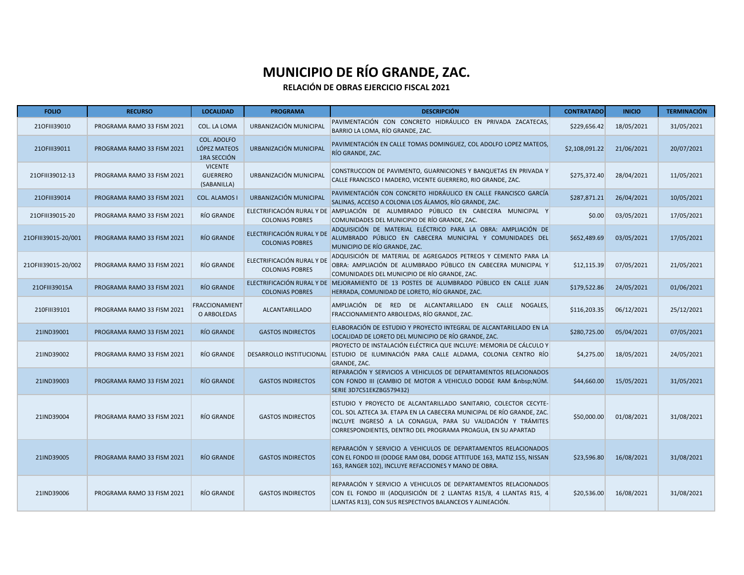# MUNICIPIO DE RÍO GRANDE, ZAC.

## RELACIÓN DE OBRAS EJERCICIO FISCAL 2021

| FOLIO | RECURSO | LOCALIDAD | PROGRAMA | DESCRIPCIÓN | CONTRATADO | INICIO | TERMINACIÓN |
|---|---|---|---|---|---|---|---|
| 21OFIII39010 | PROGRAMA RAMO 33 FISM 2021 | COL. LA LOMA | URBANIZACIÓN MUNICIPAL | PAVIMENTACIÓN CON CONCRETO HIDRÁULICO EN PRIVADA ZACATECAS, BARRIO LA LOMA, RÍO GRANDE, ZAC. | $229,656.42 | 18/05/2021 | 31/05/2021 |
| 21OFIII39011 | PROGRAMA RAMO 33 FISM 2021 | COL. ADOLFO LÓPEZ MATEOS 1RA SECCIÓN | URBANIZACIÓN MUNICIPAL | PAVIMENTACIÓN EN CALLE TOMAS DOMINGUEZ, COL ADOLFO LOPEZ MATEOS, RÍO GRANDE, ZAC. | $2,108,091.22 | 21/06/2021 | 20/07/2021 |
| 21OFIII39012-13 | PROGRAMA RAMO 33 FISM 2021 | VICENTE GUERRERO (SABANILLA) | URBANIZACIÓN MUNICIPAL | CONSTRUCCION DE PAVIMENTO, GUARNICIONES Y BANQUETAS EN PRIVADA Y CALLE FRANCISCO I MADERO, VICENTE GUERRERO, RIO GRANDE, ZAC. | $275,372.40 | 28/04/2021 | 11/05/2021 |
| 21OFIII39014 | PROGRAMA RAMO 33 FISM 2021 | COL. ALAMOS I | URBANIZACIÓN MUNICIPAL | PAVIMENTACIÓN CON CONCRETO HIDRÁULICO EN CALLE FRANCISCO GARCÍA SALINAS, ACCESO A COLONIA LOS ÁLAMOS, RÍO GRANDE, ZAC. | $287,871.21 | 26/04/2021 | 10/05/2021 |
| 21OFIII39015-20 | PROGRAMA RAMO 33 FISM 2021 | RÍO GRANDE | ELECTRIFICACIÓN RURAL Y DE COLONIAS POBRES | AMPLIACIÓN DE ALUMBRADO PÚBLICO EN CABECERA MUNICIPAL Y COMUNIDADES DEL MUNICIPIO DE RÍO GRANDE, ZAC. | $0.00 | 03/05/2021 | 17/05/2021 |
| 21OFIII39015-20/001 | PROGRAMA RAMO 33 FISM 2021 | RÍO GRANDE | ELECTRIFICACIÓN RURAL Y DE COLONIAS POBRES | ADQUISICIÓN DE MATERIAL ELÉCTRICO PARA LA OBRA: AMPLIACIÓN DE ALUMBRADO PÚBLICO EN CABECERA MUNICIPAL Y COMUNIDADES DEL MUNICIPIO DE RÍO GRANDE, ZAC. | $652,489.69 | 03/05/2021 | 17/05/2021 |
| 21OFIII39015-20/002 | PROGRAMA RAMO 33 FISM 2021 | RÍO GRANDE | ELECTRIFICACIÓN RURAL Y DE COLONIAS POBRES | ADQUISICIÓN DE MATERIAL DE AGREGADOS PETREOS Y CEMENTO PARA LA OBRA: AMPLIACIÓN DE ALUMBRADO PÚBLICO EN CABECERA MUNICIPAL Y COMUNIDADES DEL MUNICIPIO DE RÍO GRANDE, ZAC. | $12,115.39 | 07/05/2021 | 21/05/2021 |
| 21OFIII39015A | PROGRAMA RAMO 33 FISM 2021 | RÍO GRANDE | ELECTRIFICACIÓN RURAL Y DE COLONIAS POBRES | MEJORAMIENTO DE 13 POSTES DE ALUMBRADO PÚBLICO EN CALLE JUAN HERRADA, COMUNIDAD DE LORETO, RÍO GRANDE, ZAC. | $179,522.86 | 24/05/2021 | 01/06/2021 |
| 21OFIII39101 | PROGRAMA RAMO 33 FISM 2021 | FRACCIONAMIENTO ARBOLEDAS | ALCANTARILLADO | AMPLIACIÓN DE RED DE ALCANTARILLADO EN CALLE NOGALES, FRACCIONAMIENTO ARBOLEDAS, RÍO GRANDE, ZAC. | $116,203.35 | 06/12/2021 | 25/12/2021 |
| 21IND39001 | PROGRAMA RAMO 33 FISM 2021 | RÍO GRANDE | GASTOS INDIRECTOS | ELABORACIÓN DE ESTUDIO Y PROYECTO INTEGRAL DE ALCANTARILLADO EN LA LOCALIDAD DE LORETO DEL MUNICIPIO DE RÍO GRANDE, ZAC. | $280,725.00 | 05/04/2021 | 07/05/2021 |
| 21IND39002 | PROGRAMA RAMO 33 FISM 2021 | RÍO GRANDE | DESARROLLO INSTITUCIONAL | PROYECTO DE INSTALACIÓN ELÉCTRICA QUE INCLUYE: MEMORIA DE CÁLCULO Y ESTUDIO DE ILUMINACIÓN PARA CALLE ALDAMA, COLONIA CENTRO RÍO GRANDE, ZAC. | $4,275.00 | 18/05/2021 | 24/05/2021 |
| 21IND39003 | PROGRAMA RAMO 33 FISM 2021 | RÍO GRANDE | GASTOS INDIRECTOS | REPARACIÓN Y SERVICIOS A VEHICULOS DE DEPARTAMENTOS RELACIONADOS CON FONDO III (CAMBIO DE MOTOR A VEHICULO DODGE RAM &nbsp;NÚM. SERIE 3D7C51EKZBG579432) | $44,660.00 | 15/05/2021 | 31/05/2021 |
| 21IND39004 | PROGRAMA RAMO 33 FISM 2021 | RÍO GRANDE | GASTOS INDIRECTOS | ESTUDIO Y PROYECTO DE ALCANTARILLADO SANITARIO, COLECTOR CECYTE-COL. SOL AZTECA 3A. ETAPA EN LA CABECERA MUNICIPAL DE RÍO GRANDE, ZAC. INCLUYE INGRESÓ A LA CONAGUA, PARA SU VALIDACIÓN Y TRÁMITES CORRESPONDIENTES, DENTRO DEL PROGRAMA PROAGUA, EN SU APARTAD | $50,000.00 | 01/08/2021 | 31/08/2021 |
| 21IND39005 | PROGRAMA RAMO 33 FISM 2021 | RÍO GRANDE | GASTOS INDIRECTOS | REPARACIÓN Y SERVICIO A VEHICULOS DE DEPARTAMENTOS RELACIONADOS CON EL FONDO III (DODGE RAM 084, DODGE ATTITUDE 163, MATIZ 155, NISSAN 163, RANGER 102), INCLUYE REFACCIONES Y MANO DE OBRA. | $23,596.80 | 16/08/2021 | 31/08/2021 |
| 21IND39006 | PROGRAMA RAMO 33 FISM 2021 | RÍO GRANDE | GASTOS INDIRECTOS | REPARACIÓN Y SERVICIO A VEHICULOS DE DEPARTAMENTOS RELACIONADOS CON EL FONDO III (ADQUISICIÓN DE 2 LLANTAS R15/8, 4 LLANTAS R15, 4 LLANTAS R13), CON SUS RESPECTIVOS BALANCEOS Y ALINEACIÓN. | $20,536.00 | 16/08/2021 | 31/08/2021 |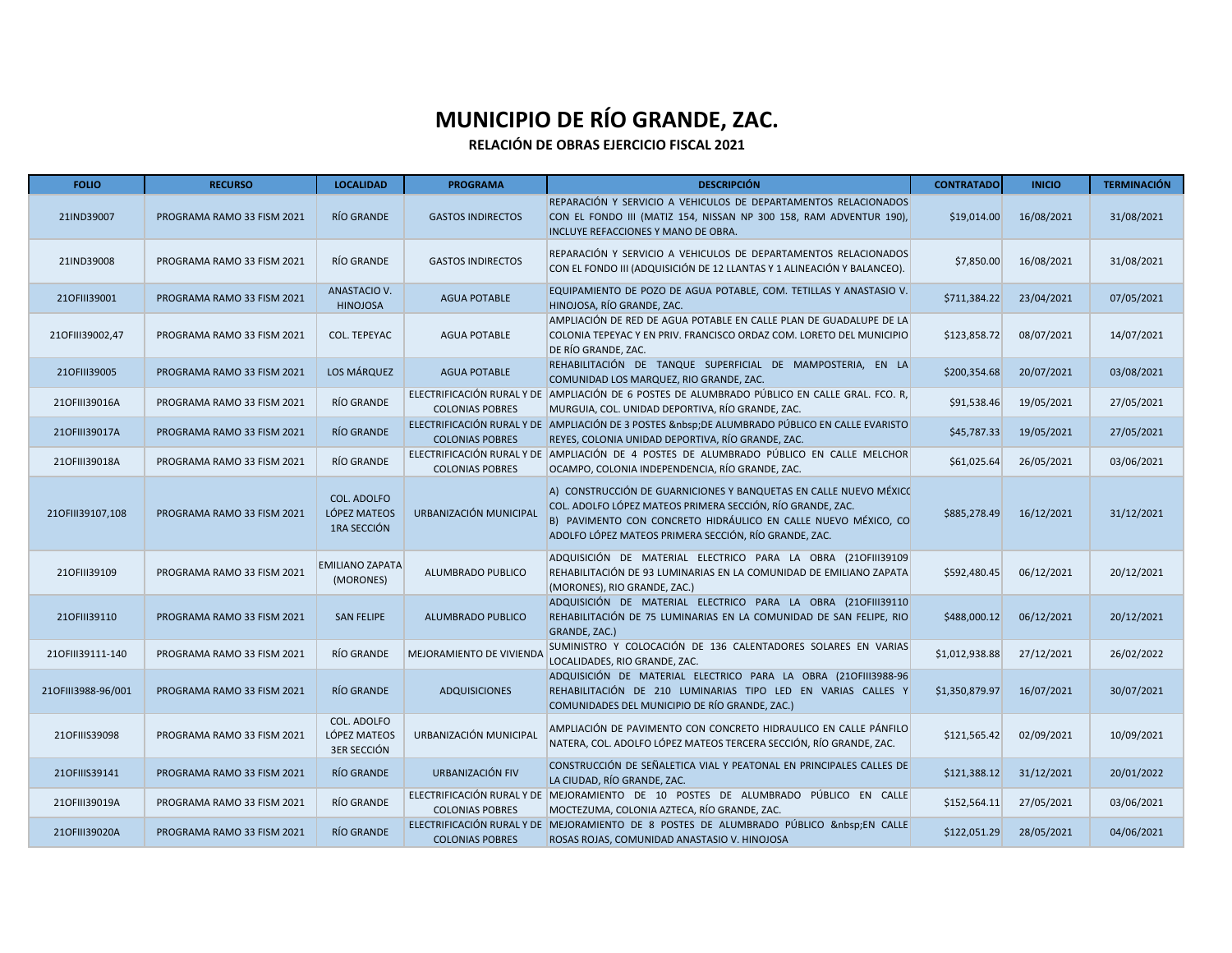# MUNICIPIO DE RÍO GRANDE, ZAC.

**RELACIÓN DE OBRAS EJERCICIO FISCAL 2021**

| FOLIO | RECURSO | LOCALIDAD | PROGRAMA | DESCRIPCIÓN | CONTRATADO | INICIO | TERMINACIÓN |
|---|---|---|---|---|---|---|---|
| 21IND39007 | PROGRAMA RAMO 33 FISM 2021 | RÍO GRANDE | GASTOS INDIRECTOS | REPARACIÓN Y SERVICIO A VEHICULOS DE DEPARTAMENTOS RELACIONADOS CON EL FONDO III (MATIZ 154, NISSAN NP 300 158, RAM ADVENTUR 190), INCLUYE REFACCIONES Y MANO DE OBRA. | $19,014.00 | 16/08/2021 | 31/08/2021 |
| 21IND39008 | PROGRAMA RAMO 33 FISM 2021 | RÍO GRANDE | GASTOS INDIRECTOS | REPARACIÓN Y SERVICIO A VEHICULOS DE DEPARTAMENTOS RELACIONADOS CON EL FONDO III (ADQUISICIÓN DE 12 LLANTAS Y 1 ALINEACIÓN Y BALANCEO). | $7,850.00 | 16/08/2021 | 31/08/2021 |
| 21OFIII39001 | PROGRAMA RAMO 33 FISM 2021 | ANASTACIO V. HINOJOSA | AGUA POTABLE | EQUIPAMIENTO DE POZO DE AGUA POTABLE, COM. TETILLAS Y ANASTASIO V. HINOJOSA, RÍO GRANDE, ZAC. | $711,384.22 | 23/04/2021 | 07/05/2021 |
| 21OFIII39002,47 | PROGRAMA RAMO 33 FISM 2021 | COL. TEPEYAC | AGUA POTABLE | AMPLIACIÓN DE RED DE AGUA POTABLE EN CALLE PLAN DE GUADALUPE DE LA COLONIA TEPEYAC Y EN PRIV. FRANCISCO ORDAZ COM. LORETO DEL MUNICIPIO DE RÍO GRANDE, ZAC. | $123,858.72 | 08/07/2021 | 14/07/2021 |
| 21OFIII39005 | PROGRAMA RAMO 33 FISM 2021 | LOS MÁRQUEZ | AGUA POTABLE | REHABILITACIÓN DE TANQUE SUPERFICIAL DE MAMPOSTERIA, EN LA COMUNIDAD LOS MARQUEZ, RIO GRANDE, ZAC. | $200,354.68 | 20/07/2021 | 03/08/2021 |
| 21OFIII39016A | PROGRAMA RAMO 33 FISM 2021 | RÍO GRANDE | ELECTRIFICACIÓN RURAL Y DE COLONIAS POBRES | AMPLIACIÓN DE 6 POSTES DE ALUMBRADO PÚBLICO EN CALLE GRAL. FCO. R, MURGUIA, COL. UNIDAD DEPORTIVA, RÍO GRANDE, ZAC. | $91,538.46 | 19/05/2021 | 27/05/2021 |
| 21OFIII39017A | PROGRAMA RAMO 33 FISM 2021 | RÍO GRANDE | ELECTRIFICACIÓN RURAL Y DE COLONIAS POBRES | AMPLIACIÓN DE 3 POSTES &nbsp;DE ALUMBRADO PÚBLICO EN CALLE EVARISTO REYES, COLONIA UNIDAD DEPORTIVA, RÍO GRANDE, ZAC. | $45,787.33 | 19/05/2021 | 27/05/2021 |
| 21OFIII39018A | PROGRAMA RAMO 33 FISM 2021 | RÍO GRANDE | ELECTRIFICACIÓN RURAL Y DE COLONIAS POBRES | AMPLIACIÓN DE 4 POSTES DE ALUMBRADO PÚBLICO EN CALLE MELCHOR OCAMPO, COLONIA INDEPENDENCIA, RÍO GRANDE, ZAC. | $61,025.64 | 26/05/2021 | 03/06/2021 |
| 21OFIII39107,108 | PROGRAMA RAMO 33 FISM 2021 | COL. ADOLFO LÓPEZ MATEOS 1RA SECCIÓN | URBANIZACIÓN MUNICIPAL | A) CONSTRUCCIÓN DE GUARNICIONES Y BANQUETAS EN CALLE NUEVO MÉXICO COL. ADOLFO LÓPEZ MATEOS PRIMERA SECCIÓN, RÍO GRANDE, ZAC. B) PAVIMENTO CON CONCRETO HIDRÁULICO EN CALLE NUEVO MÉXICO, CO ADOLFO LÓPEZ MATEOS PRIMERA SECCIÓN, RÍO GRANDE, ZAC. | $885,278.49 | 16/12/2021 | 31/12/2021 |
| 21OFIII39109 | PROGRAMA RAMO 33 FISM 2021 | EMILIANO ZAPATA (MORONES) | ALUMBRADO PUBLICO | ADQUISICIÓN DE MATERIAL ELECTRICO PARA LA OBRA (21OFIII39109 REHABILITACIÓN DE 93 LUMINARIAS EN LA COMUNIDAD DE EMILIANO ZAPATA (MORONES), RIO GRANDE, ZAC.) | $592,480.45 | 06/12/2021 | 20/12/2021 |
| 21OFIII39110 | PROGRAMA RAMO 33 FISM 2021 | SAN FELIPE | ALUMBRADO PUBLICO | ADQUISICIÓN DE MATERIAL ELECTRICO PARA LA OBRA (21OFIII39110 REHABILITACIÓN DE 75 LUMINARIAS EN LA COMUNIDAD DE SAN FELIPE, RIO GRANDE, ZAC.) | $488,000.12 | 06/12/2021 | 20/12/2021 |
| 21OFIII39111-140 | PROGRAMA RAMO 33 FISM 2021 | RÍO GRANDE | MEJORAMIENTO DE VIVIENDA | SUMINISTRO Y COLOCACIÓN DE 136 CALENTADORES SOLARES EN VARIAS LOCALIDADES, RIO GRANDE, ZAC. | $1,012,938.88 | 27/12/2021 | 26/02/2022 |
| 21OFIII3988-96/001 | PROGRAMA RAMO 33 FISM 2021 | RÍO GRANDE | ADQUISICIONES | ADQUISICIÓN DE MATERIAL ELECTRICO PARA LA OBRA (21OFIII3988-96 REHABILITACIÓN DE 210 LUMINARIAS TIPO LED EN VARIAS CALLES Y COMUNIDADES DEL MUNICIPIO DE RÍO GRANDE, ZAC.) | $1,350,879.97 | 16/07/2021 | 30/07/2021 |
| 21OFIIIS39098 | PROGRAMA RAMO 33 FISM 2021 | COL. ADOLFO LÓPEZ MATEOS 3ER SECCIÓN | URBANIZACIÓN MUNICIPAL | AMPLIACIÓN DE PAVIMENTO CON CONCRETO HIDRAULICO EN CALLE PÁNFILO NATERA, COL. ADOLFO LÓPEZ MATEOS TERCERA SECCIÓN, RÍO GRANDE, ZAC. | $121,565.42 | 02/09/2021 | 10/09/2021 |
| 21OFIIIS39141 | PROGRAMA RAMO 33 FISM 2021 | RÍO GRANDE | URBANIZACIÓN FIV | CONSTRUCCIÓN DE SEÑALETICA VIAL Y PEATONAL EN PRINCIPALES CALLES DE LA CIUDAD, RÍO GRANDE, ZAC. | $121,388.12 | 31/12/2021 | 20/01/2022 |
| 21OFIII39019A | PROGRAMA RAMO 33 FISM 2021 | RÍO GRANDE | ELECTRIFICACIÓN RURAL Y DE COLONIAS POBRES | MEJORAMIENTO DE 10 POSTES DE ALUMBRADO PÚBLICO EN CALLE MOCTEZUMA, COLONIA AZTECA, RÍO GRANDE, ZAC. | $152,564.11 | 27/05/2021 | 03/06/2021 |
| 21OFIII39020A | PROGRAMA RAMO 33 FISM 2021 | RÍO GRANDE | ELECTRIFICACIÓN RURAL Y DE COLONIAS POBRES | MEJORAMIENTO DE 8 POSTES DE ALUMBRADO PÚBLICO &nbsp;EN CALLE ROSAS ROJAS, COMUNIDAD ANASTACIO V. HINOJOSA | $122,051.29 | 28/05/2021 | 04/06/2021 |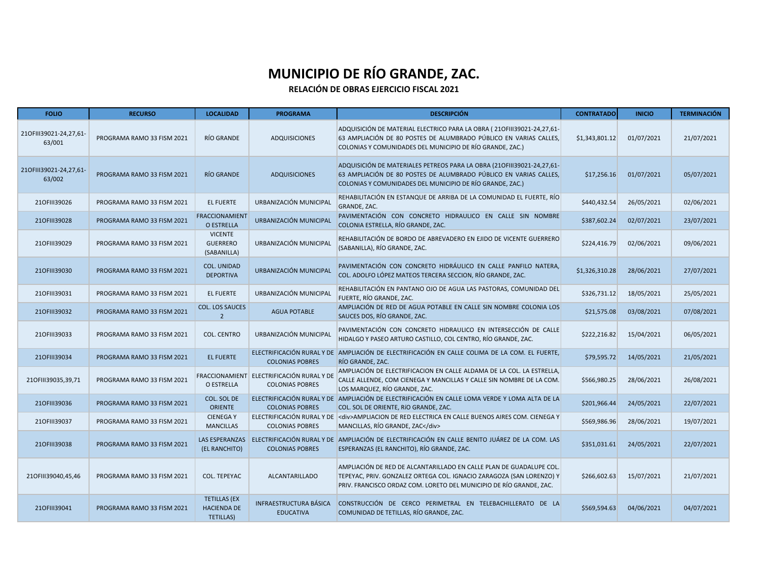# MUNICIPIO DE RÍO GRANDE, ZAC.

## RELACIÓN DE OBRAS EJERCICIO FISCAL 2021

| FOLIO | RECURSO | LOCALIDAD | PROGRAMA | DESCRIPCIÓN | CONTRATADO | INICIO | TERMINACIÓN |
|---|---|---|---|---|---|---|---|
| 21OFIII39021-24,27,61-63/001 | PROGRAMA RAMO 33 FISM 2021 | RÍO GRANDE | ADQUISICIONES | ADQUISICIÓN DE MATERIAL ELECTRICO PARA LA OBRA ( 21OFIII39021-24,27,61-63 AMPLIACIÓN DE 80 POSTES DE ALUMBRADO PÚBLICO EN VARIAS CALLES, COLONIAS Y COMUNIDADES DEL MUNICIPIO DE RÍO GRANDE, ZAC.) | $1,343,801.12 | 01/07/2021 | 21/07/2021 |
| 21OFIII39021-24,27,61-63/002 | PROGRAMA RAMO 33 FISM 2021 | RÍO GRANDE | ADQUISICIONES | ADQUISICIÓN DE MATERIALES PETREOS PARA LA OBRA (21OFIII39021-24,27,61-63 AMPLIACIÓN DE 80 POSTES DE ALUMBRADO PÚBLICO EN VARIAS CALLES, COLONIAS Y COMUNIDADES DEL MUNICIPIO DE RÍO GRANDE, ZAC.) | $17,256.16 | 01/07/2021 | 05/07/2021 |
| 21OFIII39026 | PROGRAMA RAMO 33 FISM 2021 | EL FUERTE | URBANIZACIÓN MUNICIPAL | REHABILITACIÓN EN ESTANQUE DE ARRIBA DE LA COMUNIDAD EL FUERTE, RÍO GRANDE, ZAC. | $440,432.54 | 26/05/2021 | 02/06/2021 |
| 21OFIII39028 | PROGRAMA RAMO 33 FISM 2021 | FRACCIONAMIENTO ESTRELLA | URBANIZACIÓN MUNICIPAL | PAVIMENTACIÓN CON CONCRETO HIDRAULICO EN CALLE SIN NOMBRE COLONIA ESTRELLA, RÍO GRANDE, ZAC. | $387,602.24 | 02/07/2021 | 23/07/2021 |
| 21OFIII39029 | PROGRAMA RAMO 33 FISM 2021 | VICENTE GUERRERO (SABANILLA) | URBANIZACIÓN MUNICIPAL | REHABILITACIÓN DE BORDO DE ABREVADERO EN EJIDO DE VICENTE GUERRERO (SABANILLA), RÍO GRANDE, ZAC. | $224,416.79 | 02/06/2021 | 09/06/2021 |
| 21OFIII39030 | PROGRAMA RAMO 33 FISM 2021 | COL. UNIDAD DEPORTIVA | URBANIZACIÓN MUNICIPAL | PAVIMENTACIÓN CON CONCRETO HIDRÁULICO EN CALLE PANFILO NATERA, COL. ADOLFO LÓPEZ MATEOS TERCERA SECCION, RÍO GRANDE, ZAC. | $1,326,310.28 | 28/06/2021 | 27/07/2021 |
| 21OFIII39031 | PROGRAMA RAMO 33 FISM 2021 | EL FUERTE | URBANIZACIÓN MUNICIPAL | REHABILITACIÓN EN PANTANO OJO DE AGUA LAS PASTORAS, COMUNIDAD DEL FUERTE, RÍO GRANDE, ZAC. | $326,731.12 | 18/05/2021 | 25/05/2021 |
| 21OFIII39032 | PROGRAMA RAMO 33 FISM 2021 | COL. LOS SAUCES 2 | AGUA POTABLE | AMPLIACIÓN DE RED DE AGUA POTABLE EN CALLE SIN NOMBRE COLONIA LOS SAUCES DOS, RÍO GRANDE, ZAC. | $21,575.08 | 03/08/2021 | 07/08/2021 |
| 21OFIII39033 | PROGRAMA RAMO 33 FISM 2021 | COL. CENTRO | URBANIZACIÓN MUNICIPAL | PAVIMENTACIÓN CON CONCRETO HIDRAULICO EN INTERSECCIÓN DE CALLE HIDALGO Y PASEO ARTURO CASTILLO, COL CENTRO, RÍO GRANDE, ZAC. | $222,216.82 | 15/04/2021 | 06/05/2021 |
| 21OFIII39034 | PROGRAMA RAMO 33 FISM 2021 | EL FUERTE | ELECTRIFICACIÓN RURAL Y DE COLONIAS POBRES | AMPLIACIÓN DE ELECTRIFICACIÓN EN CALLE COLIMA DE LA COM. EL FUERTE, RÍO GRANDE, ZAC. | $79,595.72 | 14/05/2021 | 21/05/2021 |
| 21OFIII39035,39,71 | PROGRAMA RAMO 33 FISM 2021 | FRACCIONAMIENTO ESTRELLA | ELECTRIFICACIÓN RURAL Y DE COLONIAS POBRES | AMPLIACIÓN DE ELECTRIFICACION EN CALLE ALDAMA DE LA COL. LA ESTRELLA, CALLE ALLENDE, COM CIENEGA Y MANCILLAS Y CALLE SIN NOMBRE DE LA COM. LOS MARQUEZ, RÍO GRANDE, ZAC. | $566,980.25 | 28/06/2021 | 26/08/2021 |
| 21OFIII39036 | PROGRAMA RAMO 33 FISM 2021 | COL. SOL DE ORIENTE | ELECTRIFICACIÓN RURAL Y DE COLONIAS POBRES | AMPLIACIÓN DE ELECTRIFICACIÓN EN CALLE LOMA VERDE Y LOMA ALTA DE LA COL. SOL DE ORIENTE, RíO GRANDE, ZAC. | $201,966.44 | 24/05/2021 | 22/07/2021 |
| 21OFIII39037 | PROGRAMA RAMO 33 FISM 2021 | CIENEGA Y MANCILLAS | ELECTRIFICACIÓN RURAL Y DE COLONIAS POBRES | <div>AMPLIACION DE RED ELECTRICA EN CALLE BUENOS AIRES COM. CIENEGA Y MANCILLAS, RÍO GRANDE, ZAC</div> | $569,986.96 | 28/06/2021 | 19/07/2021 |
| 21OFIII39038 | PROGRAMA RAMO 33 FISM 2021 | LAS ESPERANZAS (EL RANCHITO) | ELECTRIFICACIÓN RURAL Y DE COLONIAS POBRES | AMPLIACIÓN DE ELECTRIFICACIÓN EN CALLE BENITO JUÁREZ DE LA COM. LAS ESPERANZAS (EL RANCHITO), RÍO GRANDE, ZAC. | $351,031.61 | 24/05/2021 | 22/07/2021 |
| 21OFIII39040,45,46 | PROGRAMA RAMO 33 FISM 2021 | COL. TEPEYAC | ALCANTARILLADO | AMPLIACIÓN DE RED DE ALCANTARILLADO EN CALLE PLAN DE GUADALUPE COL. TEPEYAC, PRIV. GONZALEZ ORTEGA COL. IGNACIO ZARAGOZA (SAN LORENZO) Y PRIV. FRANCISCO ORDAZ COM. LORETO DEL MUNICIPIO DE RÍO GRANDE, ZAC. | $266,602.63 | 15/07/2021 | 21/07/2021 |
| 21OFIII39041 | PROGRAMA RAMO 33 FISM 2021 | TETILLAS (EX HACIENDA DE TETILLAS) | INFRAESTRUCTURA BÁSICA EDUCATIVA | CONSTRUCCIÓN DE CERCO PERIMETRAL EN TELEBACHILLERATO DE LA COMUNIDAD DE TETILLAS, RÍO GRANDE, ZAC. | $569,594.63 | 04/06/2021 | 04/07/2021 |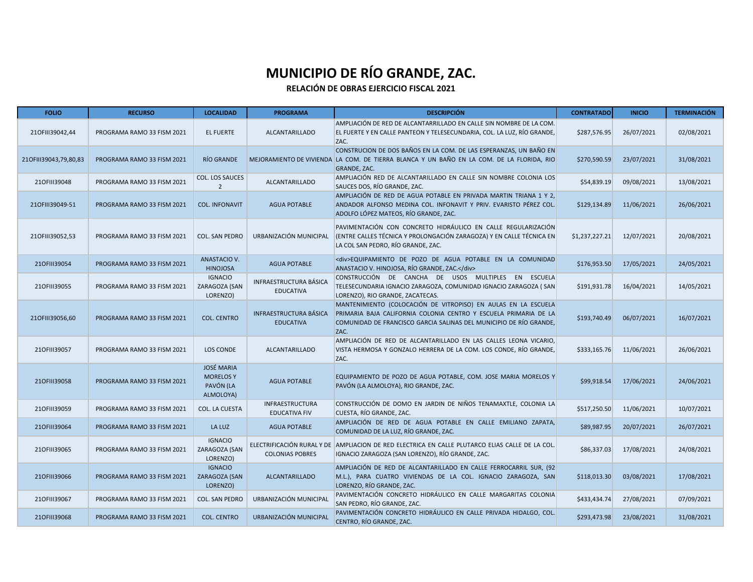# MUNICIPIO DE RÍO GRANDE, ZAC.

### RELACIÓN DE OBRAS EJERCICIO FISCAL 2021

| FOLIO | RECURSO | LOCALIDAD | PROGRAMA | DESCRIPCIÓN | CONTRATADO | INICIO | TERMINACIÓN |
|---|---|---|---|---|---|---|---|
| 21OFIII39042,44 | PROGRAMA RAMO 33 FISM 2021 | EL FUERTE | ALCANTARILLADO | AMPLIACIÓN DE RED DE ALCANTARRILLADO EN CALLE SIN NOMBRE DE LA COM. EL FUERTE Y EN CALLE PANTEON Y TELESECUNDARIA, COL. LA LUZ, RÍO GRANDE, ZAC. | $287,576.95 | 26/07/2021 | 02/08/2021 |
| 21OFIII39043,79,80,83 | PROGRAMA RAMO 33 FISM 2021 | RÍO GRANDE | MEJORAMIENTO DE VIVIENDA | CONSTRUCION DE DOS BAÑOS EN LA COM. DE LAS ESPERANZAS, UN BAÑO EN LA COM. DE TIERRA BLANCA Y UN BAÑO EN LA COM. DE LA FLORIDA, RIO GRANDE, ZAC. | $270,590.59 | 23/07/2021 | 31/08/2021 |
| 21OFIII39048 | PROGRAMA RAMO 33 FISM 2021 | COL. LOS SAUCES 2 | ALCANTARILLADO | AMPLIACIÓN RED DE ALCANTARILLADO EN CALLE SIN NOMBRE COLONIA LOS SAUCES DOS, RÍO GRANDE, ZAC. | $54,839.19 | 09/08/2021 | 13/08/2021 |
| 21OFIII39049-51 | PROGRAMA RAMO 33 FISM 2021 | COL. INFONAVIT | AGUA POTABLE | AMPLIACIÓN DE RED DE AGUA POTABLE EN PRIVADA MARTIN TRIANA 1 Y 2, ANDADOR ALFONSO MEDINA COL. INFONAVIT Y PRIV. EVARISTO PÉREZ COL. ADOLFO LÓPEZ MATEOS, RÍO GRANDE, ZAC. | $129,134.89 | 11/06/2021 | 26/06/2021 |
| 21OFIII39052,53 | PROGRAMA RAMO 33 FISM 2021 | COL. SAN PEDRO | URBANIZACIÓN MUNICIPAL | PAVIMENTACIÓN CON CONCRETO HIDRÁULICO EN CALLE REGULARIZACIÓN (ENTRE CALLES TÉCNICA Y PROLONGACIÓN ZARAGOZA) Y EN CALLE TÉCNICA EN LA COL SAN PEDRO, RÍO GRANDE, ZAC. | $1,237,227.21 | 12/07/2021 | 20/08/2021 |
| 21OFIII39054 | PROGRAMA RAMO 33 FISM 2021 | ANASTACIO V. HINOJOSA | AGUA POTABLE | &lt;div&gt;EQUIPAMIENTO DE POZO DE AGUA POTABLE EN LA COMUNIDAD ANASTACIO V. HINOJOSA, RÍO GRANDE, ZAC.&lt;/div&gt; | $176,953.50 | 17/05/2021 | 24/05/2021 |
| 21OFIII39055 | PROGRAMA RAMO 33 FISM 2021 | IGNACIO ZARAGOZA (SAN LORENZO) | INFRAESTRUCTURA BÁSICA EDUCATIVA | CONSTRUCCIÓN DE CANCHA DE USOS MULTIPLES EN ESCUELA TELESECUNDARIA IGNACIO ZARAGOZA, COMUNIDAD IGNACIO ZARAGOZA ( SAN LORENZO), RIO GRANDE, ZACATECAS. | $191,931.78 | 16/04/2021 | 14/05/2021 |
| 21OFIII39056,60 | PROGRAMA RAMO 33 FISM 2021 | COL. CENTRO | INFRAESTRUCTURA BÁSICA EDUCATIVA | MANTENIMIENTO (COLOCACIÓN DE VITROPISO) EN AULAS EN LA ESCUELA PRIMARIA BAJA CALIFORNIA COLONIA CENTRO Y ESCUELA PRIMARIA DE LA COMUNIDAD DE FRANCISCO GARCIA SALINAS DEL MUNICIPIO DE RÍO GRANDE, ZAC. | $193,740.49 | 06/07/2021 | 16/07/2021 |
| 21OFIII39057 | PROGRAMA RAMO 33 FISM 2021 | LOS CONDE | ALCANTARILLADO | AMPLIACIÓN DE RED DE ALCANTARILLADO EN LAS CALLES LEONA VICARIO, VISTA HERMOSA Y GONZALO HERRERA DE LA COM. LOS CONDE, RÍO GRANDE, ZAC. | $333,165.76 | 11/06/2021 | 26/06/2021 |
| 21OFIII39058 | PROGRAMA RAMO 33 FISM 2021 | JOSÉ MARIA MORELOS Y PAVÓN (LA ALMOLOYA) | AGUA POTABLE | EQUIPAMIENTO DE POZO DE AGUA POTABLE, COM. JOSE MARIA MORELOS Y PAVÓN (LA ALMOLOYA), RIO GRANDE, ZAC. | $99,918.54 | 17/06/2021 | 24/06/2021 |
| 21OFIII39059 | PROGRAMA RAMO 33 FISM 2021 | COL. LA CUESTA | INFRAESTRUCTURA EDUCATIVA FIV | CONSTRUCCIÓN DE DOMO EN JARDIN DE NIÑOS TENAMAXTLE, COLONIA LA CUESTA, RÍO GRANDE, ZAC. | $517,250.50 | 11/06/2021 | 10/07/2021 |
| 21OFIII39064 | PROGRAMA RAMO 33 FISM 2021 | LA LUZ | AGUA POTABLE | AMPLIACIÓN DE RED DE AGUA POTABLE EN CALLE EMILIANO ZAPATA, COMUNIDAD DE LA LUZ, RÍO GRANDE, ZAC. | $89,987.95 | 20/07/2021 | 26/07/2021 |
| 21OFIII39065 | PROGRAMA RAMO 33 FISM 2021 | IGNACIO ZARAGOZA (SAN LORENZO) | ELECTRIFICACIÓN RURAL Y DE COLONIAS POBRES | AMPLIACION DE RED ELECTRICA EN CALLE PLUTARCO ELIAS CALLE DE LA COL. IGNACIO ZARAGOZA (SAN LORENZO), RÍO GRANDE, ZAC. | $86,337.03 | 17/08/2021 | 24/08/2021 |
| 21OFIII39066 | PROGRAMA RAMO 33 FISM 2021 | IGNACIO ZARAGOZA (SAN LORENZO) | ALCANTARILLADO | AMPLIACIÓN DE RED DE ALCANTARILLADO EN CALLE FERROCARRIL SUR, (92 M.L.), PARA CUATRO VIVIENDAS DE LA COL. IGNACIO ZARAGOZA, SAN LORENZO, RÍO GRANDE, ZAC. | $118,013.30 | 03/08/2021 | 17/08/2021 |
| 21OFIII39067 | PROGRAMA RAMO 33 FISM 2021 | COL. SAN PEDRO | URBANIZACIÓN MUNICIPAL | PAVIMENTACIÓN CONCRETO HIDRÁULICO EN CALLE MARGARITAS COLONIA SAN PEDRO, RÍO GRANDE, ZAC. | $433,434.74 | 27/08/2021 | 07/09/2021 |
| 21OFIII39068 | PROGRAMA RAMO 33 FISM 2021 | COL. CENTRO | URBANIZACIÓN MUNICIPAL | PAVIMENTACIÓN CONCRETO HIDRÁULICO EN CALLE PRIVADA HIDALGO, COL. CENTRO, RÍO GRANDE, ZAC. | $293,473.98 | 23/08/2021 | 31/08/2021 |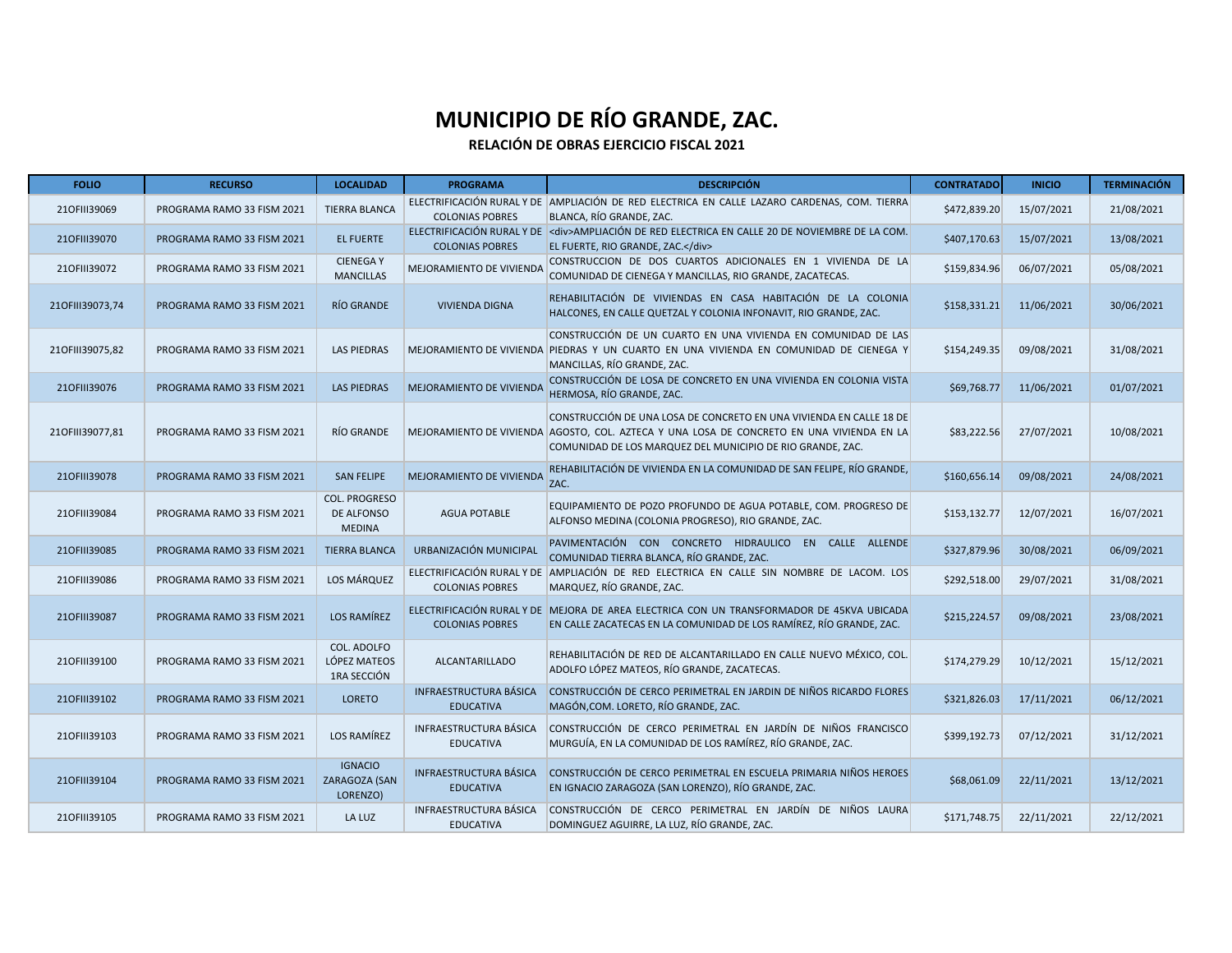# MUNICIPIO DE RÍO GRANDE, ZAC.

## RELACIÓN DE OBRAS EJERCICIO FISCAL 2021

| FOLIO | RECURSO | LOCALIDAD | PROGRAMA | DESCRIPCIÓN | CONTRATADO | INICIO | TERMINACIÓN |
|---|---|---|---|---|---|---|---|
| 21OFIII39069 | PROGRAMA RAMO 33 FISM 2021 | TIERRA BLANCA | ELECTRIFICACIÓN RURAL Y DE COLONIAS POBRES | AMPLIACIÓN DE RED ELECTRICA EN CALLE LAZARO CARDENAS, COM. TIERRA BLANCA, RÍO GRANDE, ZAC. | $472,839.20 | 15/07/2021 | 21/08/2021 |
| 21OFIII39070 | PROGRAMA RAMO 33 FISM 2021 | EL FUERTE | ELECTRIFICACIÓN RURAL Y DE COLONIAS POBRES | <div>AMPLIACIÓN DE RED ELECTRICA EN CALLE 20 DE NOVIEMBRE DE LA COM. EL FUERTE, RIO GRANDE, ZAC.</div> | $407,170.63 | 15/07/2021 | 13/08/2021 |
| 21OFIII39072 | PROGRAMA RAMO 33 FISM 2021 | CIENEGA Y MANCILLAS | MEJORAMIENTO DE VIVIENDA | CONSTRUCCION DE DOS CUARTOS ADICIONALES EN 1 VIVIENDA DE LA COMUNIDAD DE CIENEGA Y MANCILLAS, RIO GRANDE, ZACATECAS. | $159,834.96 | 06/07/2021 | 05/08/2021 |
| 21OFIII39073,74 | PROGRAMA RAMO 33 FISM 2021 | RÍO GRANDE | VIVIENDA DIGNA | REHABILITACIÓN DE VIVIENDAS EN CASA HABITACIÓN DE LA COLONIA HALCONES, EN CALLE QUETZAL Y COLONIA INFONAVIT, RIO GRANDE, ZAC. | $158,331.21 | 11/06/2021 | 30/06/2021 |
| 21OFIII39075,82 | PROGRAMA RAMO 33 FISM 2021 | LAS PIEDRAS | MEJORAMIENTO DE VIVIENDA | CONSTRUCCIÓN DE UN CUARTO EN UNA VIVIENDA EN COMUNIDAD DE LAS PIEDRAS Y UN CUARTO EN UNA VIVIENDA EN COMUNIDAD DE CIENEGA Y MANCILLAS, RÍO GRANDE, ZAC. | $154,249.35 | 09/08/2021 | 31/08/2021 |
| 21OFIII39076 | PROGRAMA RAMO 33 FISM 2021 | LAS PIEDRAS | MEJORAMIENTO DE VIVIENDA | CONSTRUCCIÓN DE LOSA DE CONCRETO EN UNA VIVIENDA EN COLONIA VISTA HERMOSA, RÍO GRANDE, ZAC. | $69,768.77 | 11/06/2021 | 01/07/2021 |
| 21OFIII39077,81 | PROGRAMA RAMO 33 FISM 2021 | RÍO GRANDE | MEJORAMIENTO DE VIVIENDA | CONSTRUCCIÓN DE UNA LOSA DE CONCRETO EN UNA VIVIENDA EN CALLE 18 DE AGOSTO, COL. AZTECA Y UNA LOSA DE CONCRETO EN UNA VIVIENDA EN LA COMUNIDAD DE LOS MARQUEZ DEL MUNICIPIO DE RIO GRANDE, ZAC. | $83,222.56 | 27/07/2021 | 10/08/2021 |
| 21OFIII39078 | PROGRAMA RAMO 33 FISM 2021 | SAN FELIPE | MEJORAMIENTO DE VIVIENDA | REHABILITACIÓN DE VIVIENDA EN LA COMUNIDAD DE SAN FELIPE, RÍO GRANDE, ZAC. | $160,656.14 | 09/08/2021 | 24/08/2021 |
| 21OFIII39084 | PROGRAMA RAMO 33 FISM 2021 | COL. PROGRESO DE ALFONSO MEDINA | AGUA POTABLE | EQUIPAMIENTO DE POZO PROFUNDO DE AGUA POTABLE, COM. PROGRESO DE ALFONSO MEDINA (COLONIA PROGRESO), RIO GRANDE, ZAC. | $153,132.77 | 12/07/2021 | 16/07/2021 |
| 21OFIII39085 | PROGRAMA RAMO 33 FISM 2021 | TIERRA BLANCA | URBANIZACIÓN MUNICIPAL | PAVIMENTACIÓN CON CONCRETO HIDRAULICO EN CALLE ALLENDE COMUNIDAD TIERRA BLANCA, RÍO GRANDE, ZAC. | $327,879.96 | 30/08/2021 | 06/09/2021 |
| 21OFIII39086 | PROGRAMA RAMO 33 FISM 2021 | LOS MÁRQUEZ | ELECTRIFICACIÓN RURAL Y DE COLONIAS POBRES | AMPLIACIÓN DE RED ELECTRICA EN CALLE SIN NOMBRE DE LACOM. LOS MARQUEZ, RÍO GRANDE, ZAC. | $292,518.00 | 29/07/2021 | 31/08/2021 |
| 21OFIII39087 | PROGRAMA RAMO 33 FISM 2021 | LOS RAMÍREZ | ELECTRIFICACIÓN RURAL Y DE COLONIAS POBRES | MEJORA DE AREA ELECTRICA CON UN TRANSFORMADOR DE 45KVA UBICADA EN CALLE ZACATECAS EN LA COMUNIDAD DE LOS RAMÍREZ, RÍO GRANDE, ZAC. | $215,224.57 | 09/08/2021 | 23/08/2021 |
| 21OFIII39100 | PROGRAMA RAMO 33 FISM 2021 | COL. ADOLFO LÓPEZ MATEOS 1RA SECCIÓN | ALCANTARILLADO | REHABILITACIÓN DE RED DE ALCANTARILLADO EN CALLE NUEVO MÉXICO, COL. ADOLFO LÓPEZ MATEOS, RÍO GRANDE, ZACATECAS. | $174,279.29 | 10/12/2021 | 15/12/2021 |
| 21OFIII39102 | PROGRAMA RAMO 33 FISM 2021 | LORETO | INFRAESTRUCTURA BÁSICA EDUCATIVA | CONSTRUCCIÓN DE CERCO PERIMETRAL EN JARDIN DE NIÑOS RICARDO FLORES MAGÓN,COM. LORETO, RÍO GRANDE, ZAC. | $321,826.03 | 17/11/2021 | 06/12/2021 |
| 21OFIII39103 | PROGRAMA RAMO 33 FISM 2021 | LOS RAMÍREZ | INFRAESTRUCTURA BÁSICA EDUCATIVA | CONSTRUCCIÓN DE CERCO PERIMETRAL EN JARDÍN DE NIÑOS FRANCISCO MURGUÍA, EN LA COMUNIDAD DE LOS RAMÍREZ, RÍO GRANDE, ZAC. | $399,192.73 | 07/12/2021 | 31/12/2021 |
| 21OFIII39104 | PROGRAMA RAMO 33 FISM 2021 | IGNACIO ZARAGOZA (SAN LORENZO) | INFRAESTRUCTURA BÁSICA EDUCATIVA | CONSTRUCCIÓN DE CERCO PERIMETRAL EN ESCUELA PRIMARIA NIÑOS HEROES EN IGNACIO ZARAGOZA (SAN LORENZO), RÍO GRANDE, ZAC. | $68,061.09 | 22/11/2021 | 13/12/2021 |
| 21OFIII39105 | PROGRAMA RAMO 33 FISM 2021 | LA LUZ | INFRAESTRUCTURA BÁSICA EDUCATIVA | CONSTRUCCIÓN DE CERCO PERIMETRAL EN JARDÍN DE NIÑOS LAURA DOMINGUEZ AGUIRRE, LA LUZ, RÍO GRANDE, ZAC. | $171,748.75 | 22/11/2021 | 22/12/2021 |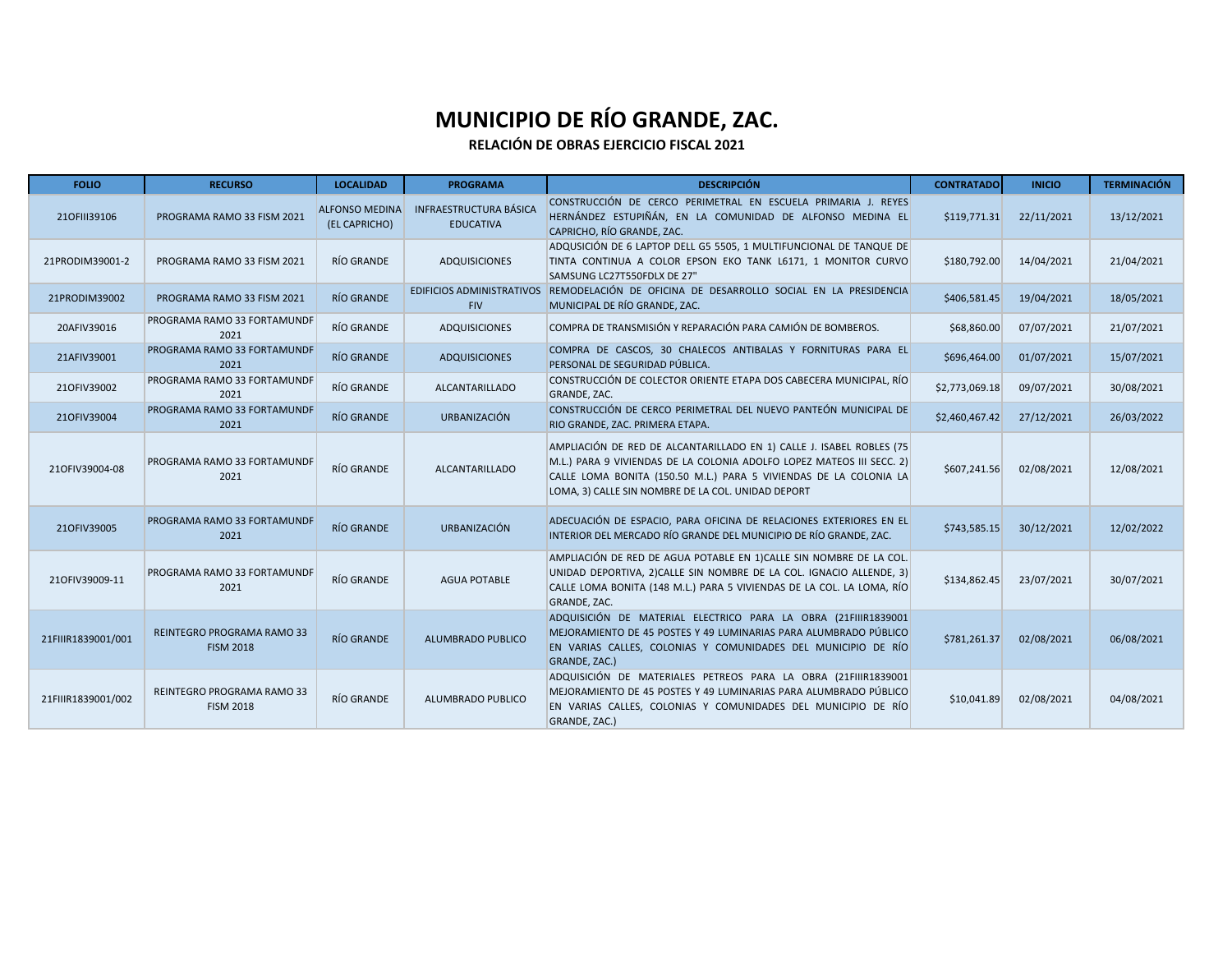# MUNICIPIO DE RÍO GRANDE, ZAC.

### RELACIÓN DE OBRAS EJERCICIO FISCAL 2021

| FOLIO | RECURSO | LOCALIDAD | PROGRAMA | DESCRIPCIÓN | CONTRATADO | INICIO | TERMINACIÓN |
|---|---|---|---|---|---|---|---|
| 21OFIII39106 | PROGRAMA RAMO 33 FISM 2021 | ALFONSO MEDINA (EL CAPRICHO) | INFRAESTRUCTURA BÁSICA EDUCATIVA | CONSTRUCCIÓN DE CERCO PERIMETRAL EN ESCUELA PRIMARIA J. REYES HERNÁNDEZ ESTUPIÑÁN, EN LA COMUNIDAD DE ALFONSO MEDINA EL CAPRICHO, RÍO GRANDE, ZAC. | $119,771.31 | 22/11/2021 | 13/12/2021 |
| 21PRODIM39001-2 | PROGRAMA RAMO 33 FISM 2021 | RÍO GRANDE | ADQUISICIONES | ADQUSICIÓN DE 6 LAPTOP DELL G5 5505, 1 MULTIFUNCIONAL DE TANQUE DE TINTA CONTINUA A COLOR EPSON EKO TANK L6171, 1 MONITOR CURVO SAMSUNG LC27T550FDLX DE 27" | $180,792.00 | 14/04/2021 | 21/04/2021 |
| 21PRODIM39002 | PROGRAMA RAMO 33 FISM 2021 | RÍO GRANDE | EDIFICIOS ADMINISTRATIVOS FIV | REMODELACIÓN DE OFICINA DE DESARROLLO SOCIAL EN LA PRESIDENCIA MUNICIPAL DE RÍO GRANDE, ZAC. | $406,581.45 | 19/04/2021 | 18/05/2021 |
| 20AFIV39016 | PROGRAMA RAMO 33 FORTAMUNDF 2021 | RÍO GRANDE | ADQUISICIONES | COMPRA DE TRANSMISIÓN Y REPARACIÓN PARA CAMIÓN DE BOMBEROS. | $68,860.00 | 07/07/2021 | 21/07/2021 |
| 21AFIV39001 | PROGRAMA RAMO 33 FORTAMUNDF 2021 | RÍO GRANDE | ADQUISICIONES | COMPRA DE CASCOS, 30 CHALECOS ANTIBALAS Y FORNITURAS PARA EL PERSONAL DE SEGURIDAD PÚBLICA. | $696,464.00 | 01/07/2021 | 15/07/2021 |
| 21OFIV39002 | PROGRAMA RAMO 33 FORTAMUNDF 2021 | RÍO GRANDE | ALCANTARILLADO | CONSTRUCCIÓN DE COLECTOR ORIENTE ETAPA DOS CABECERA MUNICIPAL, RÍO GRANDE, ZAC. | $2,773,069.18 | 09/07/2021 | 30/08/2021 |
| 21OFIV39004 | PROGRAMA RAMO 33 FORTAMUNDF 2021 | RÍO GRANDE | URBANIZACIÓN | CONSTRUCCIÓN DE CERCO PERIMETRAL DEL NUEVO PANTEÓN MUNICIPAL DE RIO GRANDE, ZAC. PRIMERA ETAPA. | $2,460,467.42 | 27/12/2021 | 26/03/2022 |
| 21OFIV39004-08 | PROGRAMA RAMO 33 FORTAMUNDF 2021 | RÍO GRANDE | ALCANTARILLADO | AMPLIACIÓN DE RED DE ALCANTARILLADO EN 1) CALLE J. ISABEL ROBLES (75 M.L.) PARA 9 VIVIENDAS DE LA COLONIA ADOLFO LOPEZ MATEOS III SECC. 2) CALLE LOMA BONITA (150.50 M.L.) PARA 5 VIVIENDAS DE LA COLONIA LA LOMA, 3) CALLE SIN NOMBRE DE LA COL. UNIDAD DEPORT | $607,241.56 | 02/08/2021 | 12/08/2021 |
| 21OFIV39005 | PROGRAMA RAMO 33 FORTAMUNDF 2021 | RÍO GRANDE | URBANIZACIÓN | ADECUACIÓN DE ESPACIO, PARA OFICINA DE RELACIONES EXTERIORES EN EL INTERIOR DEL MERCADO RÍO GRANDE DEL MUNICIPIO DE RÍO GRANDE, ZAC. | $743,585.15 | 30/12/2021 | 12/02/2022 |
| 21OFIV39009-11 | PROGRAMA RAMO 33 FORTAMUNDF 2021 | RÍO GRANDE | AGUA POTABLE | AMPLIACIÓN DE RED DE AGUA POTABLE EN 1)CALLE SIN NOMBRE DE LA COL. UNIDAD DEPORTIVA, 2)CALLE SIN NOMBRE DE LA COL. IGNACIO ALLENDE, 3) CALLE LOMA BONITA (148 M.L.) PARA 5 VIVIENDAS DE LA COL. LA LOMA, RÍO GRANDE, ZAC. | $134,862.45 | 23/07/2021 | 30/07/2021 |
| 21FIIIR1839001/001 | REINTEGRO PROGRAMA RAMO 33 FISM 2018 | RÍO GRANDE | ALUMBRADO PUBLICO | ADQUISICIÓN DE MATERIAL ELECTRICO PARA LA OBRA (21FIIIR1839001 MEJORAMIENTO DE 45 POSTES Y 49 LUMINARIAS PARA ALUMBRADO PÚBLICO EN VARIAS CALLES, COLONIAS Y COMUNIDADES DEL MUNICIPIO DE RÍO GRANDE, ZAC.) | $781,261.37 | 02/08/2021 | 06/08/2021 |
| 21FIIIR1839001/002 | REINTEGRO PROGRAMA RAMO 33 FISM 2018 | RÍO GRANDE | ALUMBRADO PUBLICO | ADQUISICIÓN DE MATERIALES PETREOS PARA LA OBRA (21FIIIR1839001 MEJORAMIENTO DE 45 POSTES Y 49 LUMINARIAS PARA ALUMBRADO PÚBLICO EN VARIAS CALLES, COLONIAS Y COMUNIDADES DEL MUNICIPIO DE RÍO GRANDE, ZAC.) | $10,041.89 | 02/08/2021 | 04/08/2021 |